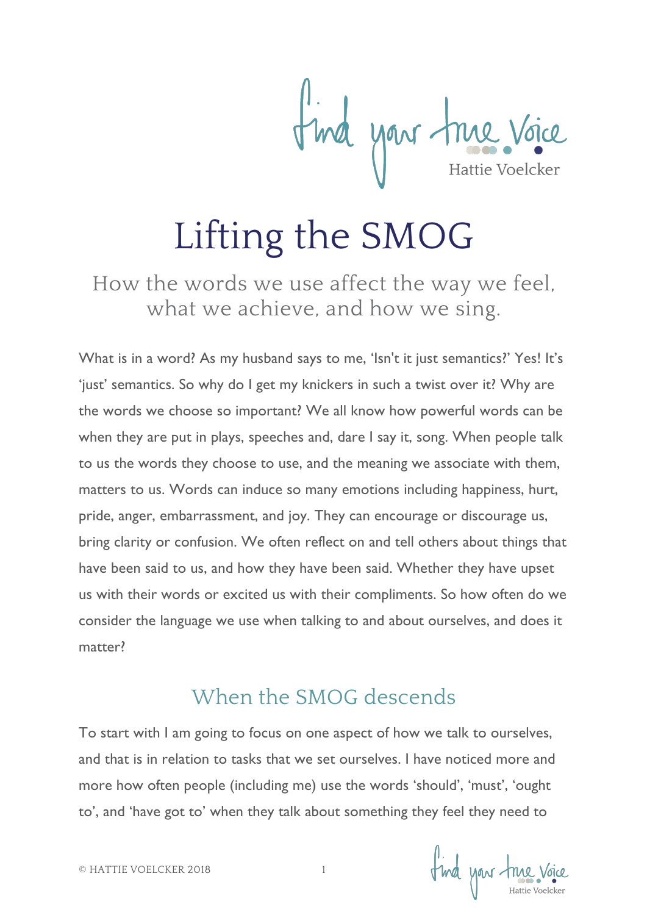# Lifting the SMOG

How the words we use affect the way we feel, what we achieve, and how we sing.

What is in a word? As my husband says to me, 'Isn't it just semantics?' Yes! It's 'just' semantics. So why do I get my knickers in such a twist over it? Why are the words we choose so important? We all know how powerful words can be when they are put in plays, speeches and, dare I say it, song. When people talk to us the words they choose to use, and the meaning we associate with them, matters to us. Words can induce so many emotions including happiness, hurt, pride, anger, embarrassment, and joy. They can encourage or discourage us, bring clarity or confusion. We often reflect on and tell others about things that have been said to us, and how they have been said. Whether they have upset us with their words or excited us with their compliments. So how often do we consider the language we use when talking to and about ourselves, and does it matter?

## When the SMOG descends

To start with I am going to focus on one aspect of how we talk to ourselves, and that is in relation to tasks that we set ourselves. I have noticed more and more how often people (including me) use the words 'should', 'must', 'ought to', and 'have got to' when they talk about something they feel they need to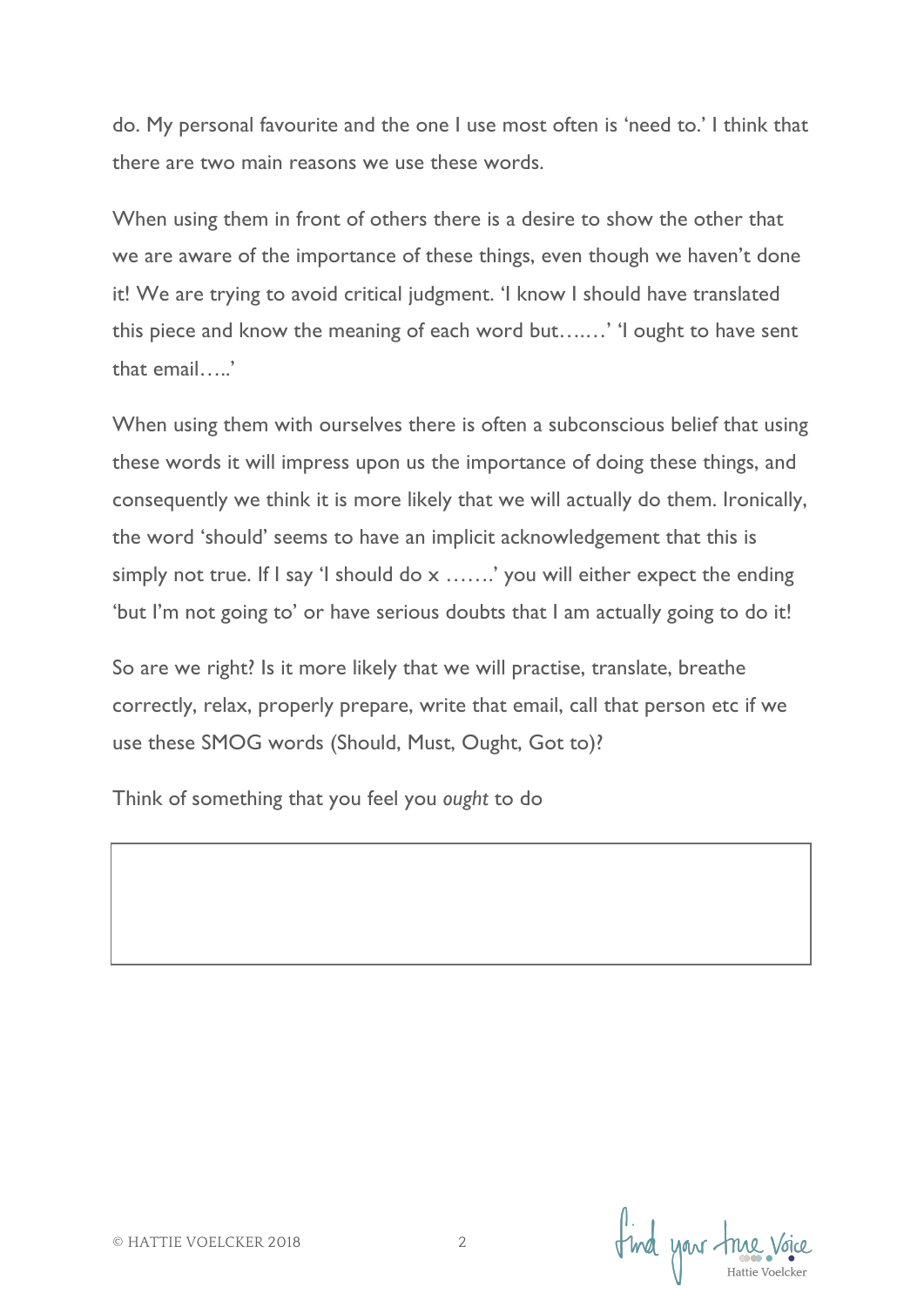do. My personal favourite and the one I use most often is 'need to.' I think that there are two main reasons we use these words.

When using them in front of others there is a desire to show the other that we are aware of the importance of these things, even though we haven't done it! We are trying to avoid critical judgment. 'I know I should have translated this piece and know the meaning of each word but…..…' 'I ought to have sent that email…..'

When using them with ourselves there is often a subconscious belief that using these words it will impress upon us the importance of doing these things, and consequently we think it is more likely that we will actually do them. Ironically, the word 'should' seems to have an implicit acknowledgement that this is simply not true. If I say 'I should do x …….' you will either expect the ending 'but I'm not going to' or have serious doubts that I am actually going to do it!

So are we right? Is it more likely that we will practise, translate, breathe correctly, relax, properly prepare, write that email, call that person etc if we use these SMOG words (Should, Must, Ought, Got to)?

Think of something that you feel you *ought* to do

| |
|---|
| |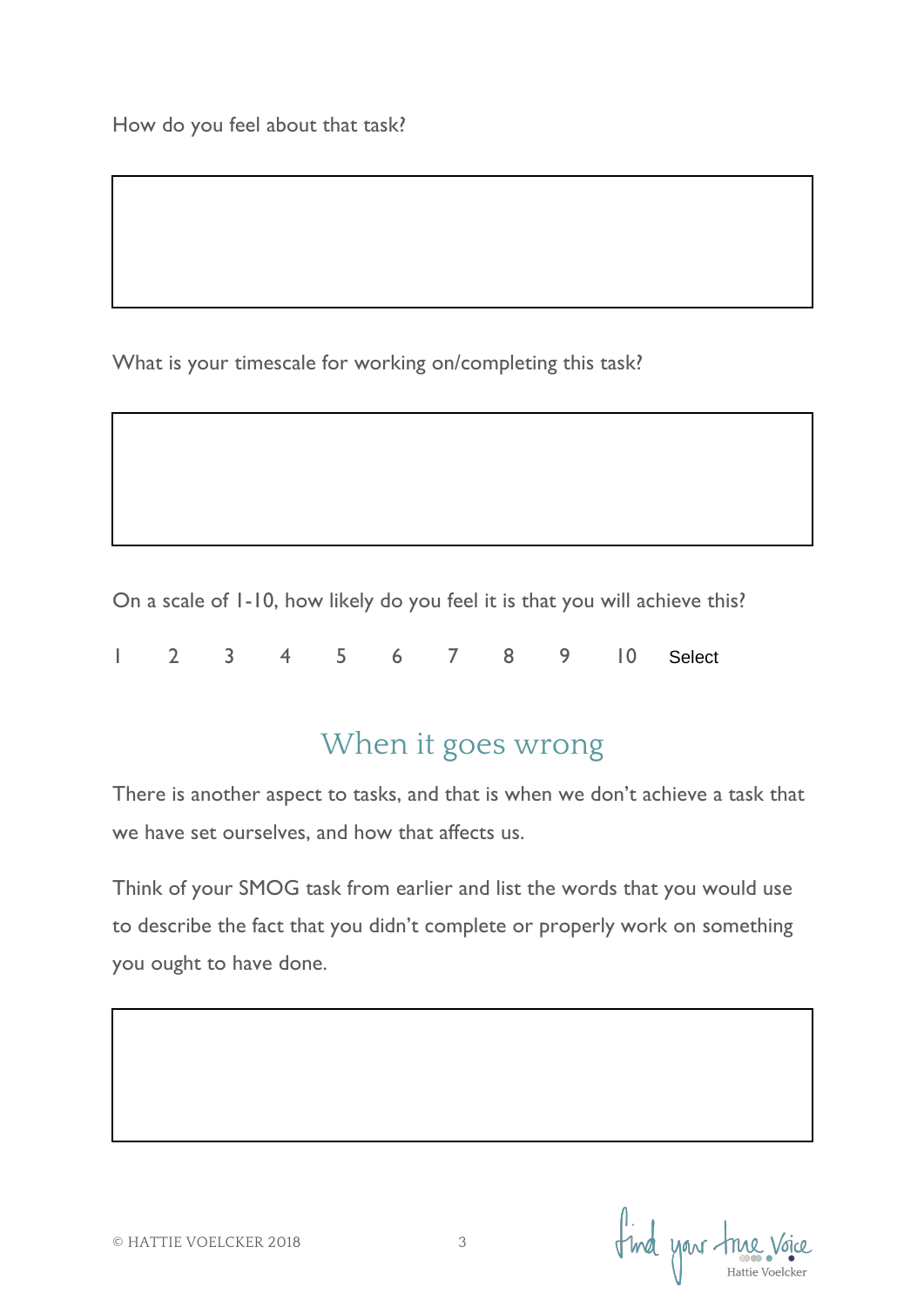How do you feel about that task?

What is your timescale for working on/completing this task?

On a scale of 1-10, how likely do you feel it is that you will achieve this?

1 2 3 4 5 6 7 8 9 10 Select

## When it goes wrong

There is another aspect to tasks, and that is when we don't achieve a task that we have set ourselves, and how that affects us.

Think of your SMOG task from earlier and list the words that you would use to describe the fact that you didn't complete or properly work on something you ought to have done.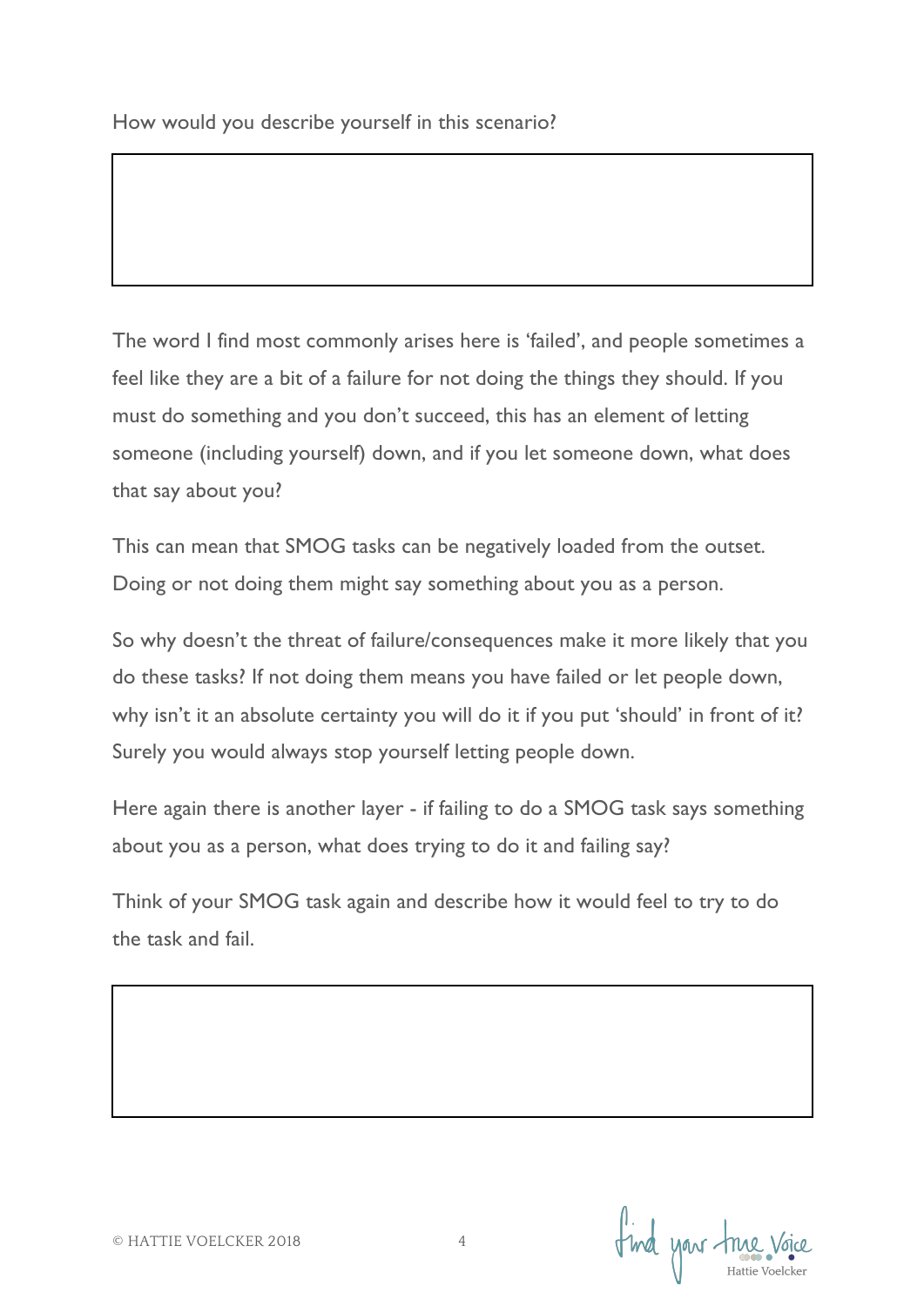How would you describe yourself in this scenario?

|   |
|---|
|   |

The word I find most commonly arises here is 'failed', and people sometimes a feel like they are a bit of a failure for not doing the things they should. If you must do something and you don't succeed, this has an element of letting someone (including yourself) down, and if you let someone down, what does that say about you?

This can mean that SMOG tasks can be negatively loaded from the outset. Doing or not doing them might say something about you as a person.

So why doesn't the threat of failure/consequences make it more likely that you do these tasks? If not doing them means you have failed or let people down, why isn't it an absolute certainty you will do it if you put 'should' in front of it? Surely you would always stop yourself letting people down.

Here again there is another layer - if failing to do a SMOG task says something about you as a person, what does trying to do it and failing say?

Think of your SMOG task again and describe how it would feel to try to do the task and fail.

|   |
|---|
|   |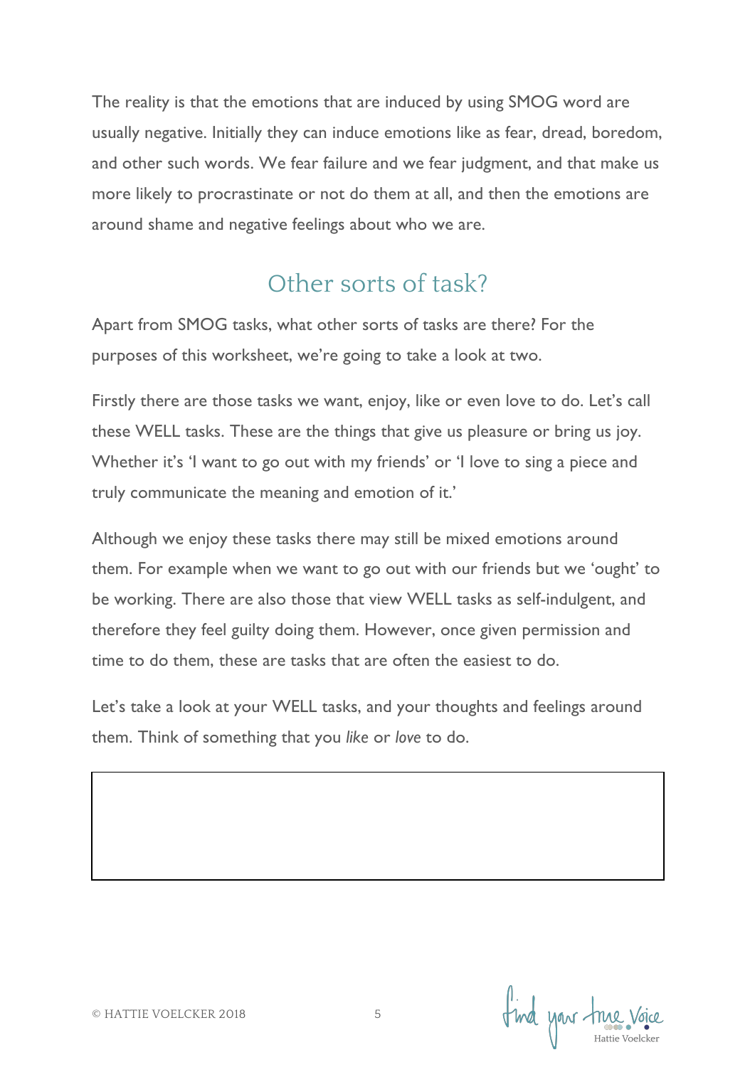The reality is that the emotions that are induced by using SMOG word are usually negative. Initially they can induce emotions like as fear, dread, boredom, and other such words. We fear failure and we fear judgment, and that make us more likely to procrastinate or not do them at all, and then the emotions are around shame and negative feelings about who we are.

## Other sorts of task?

Apart from SMOG tasks, what other sorts of tasks are there? For the purposes of this worksheet, we're going to take a look at two.

Firstly there are those tasks we want, enjoy, like or even love to do. Let's call these WELL tasks. These are the things that give us pleasure or bring us joy. Whether it's 'I want to go out with my friends' or 'I love to sing a piece and truly communicate the meaning and emotion of it.'

Although we enjoy these tasks there may still be mixed emotions around them. For example when we want to go out with our friends but we 'ought' to be working. There are also those that view WELL tasks as self-indulgent, and therefore they feel guilty doing them. However, once given permission and time to do them, these are tasks that are often the easiest to do.

Let's take a look at your WELL tasks, and your thoughts and feelings around them. Think of something that you *like* or *love* to do.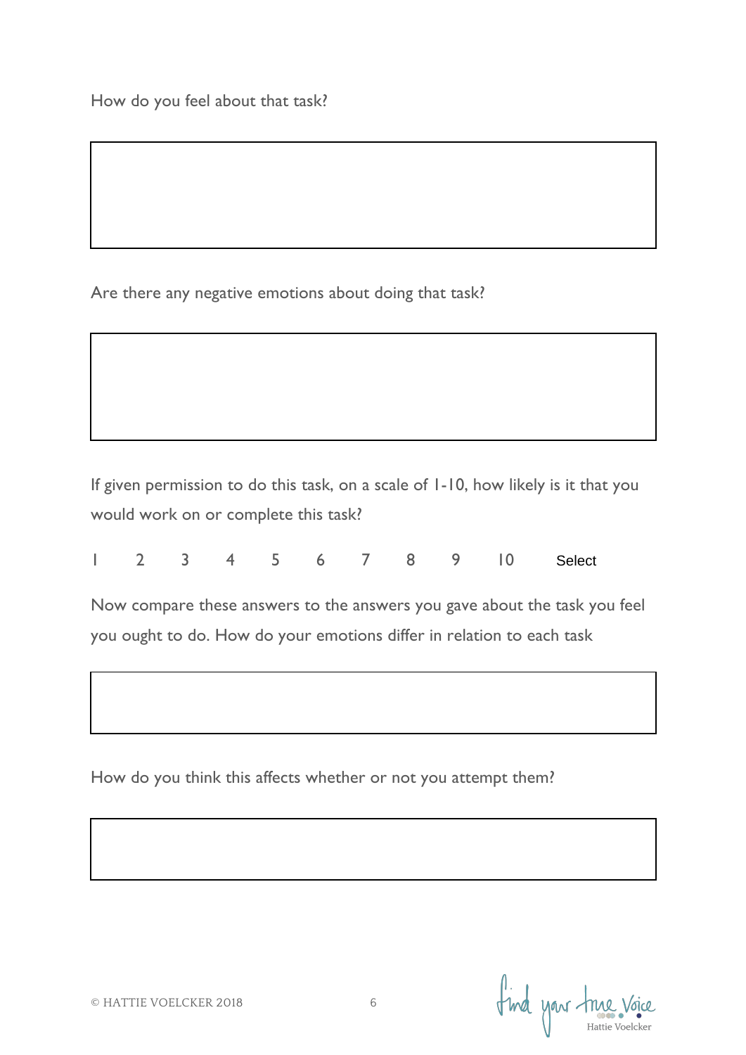How do you feel about that task?

Are there any negative emotions about doing that task?

If given permission to do this task, on a scale of 1-10, how likely is it that you would work on or complete this task?

1 2 3 4 5 6 7 8 9 10 Select

Now compare these answers to the answers you gave about the task you feel you ought to do. How do your emotions differ in relation to each task

How do you think this affects whether or not you attempt them?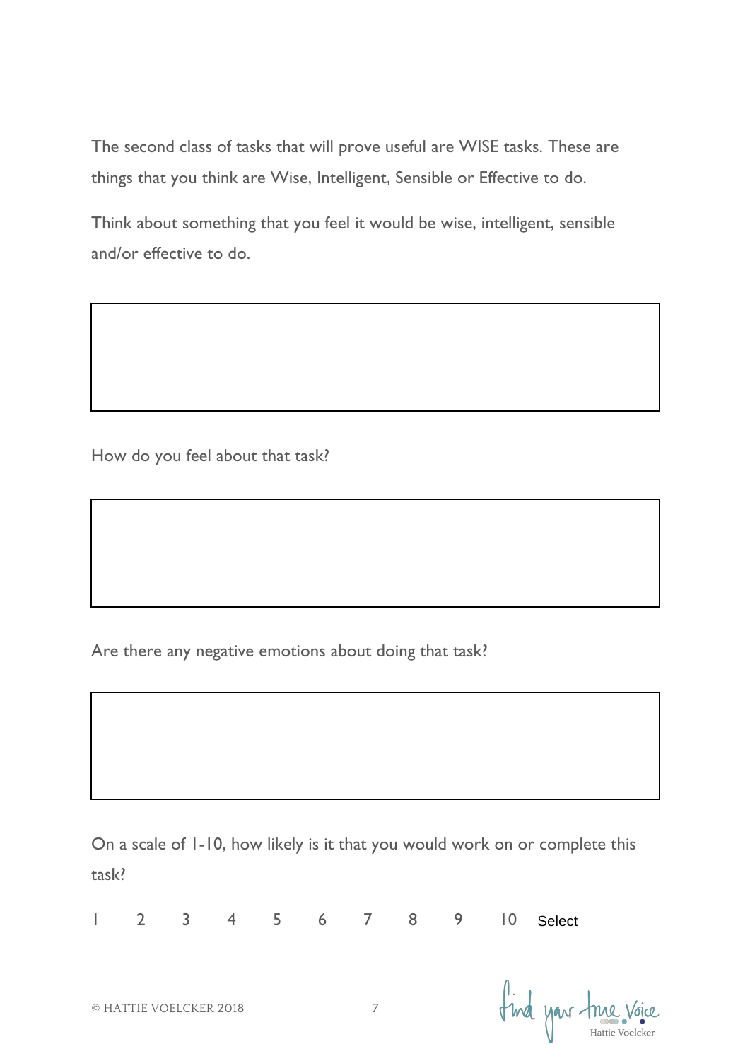The second class of tasks that will prove useful are WISE tasks. These are things that you think are Wise, Intelligent, Sensible or Effective to do.

Think about something that you feel it would be wise, intelligent, sensible and/or effective to do.

How do you feel about that task?

Are there any negative emotions about doing that task?

On a scale of 1-10, how likely is it that you would work on or complete this task?

1 2 3 4 5 6 7 8 9 10 Select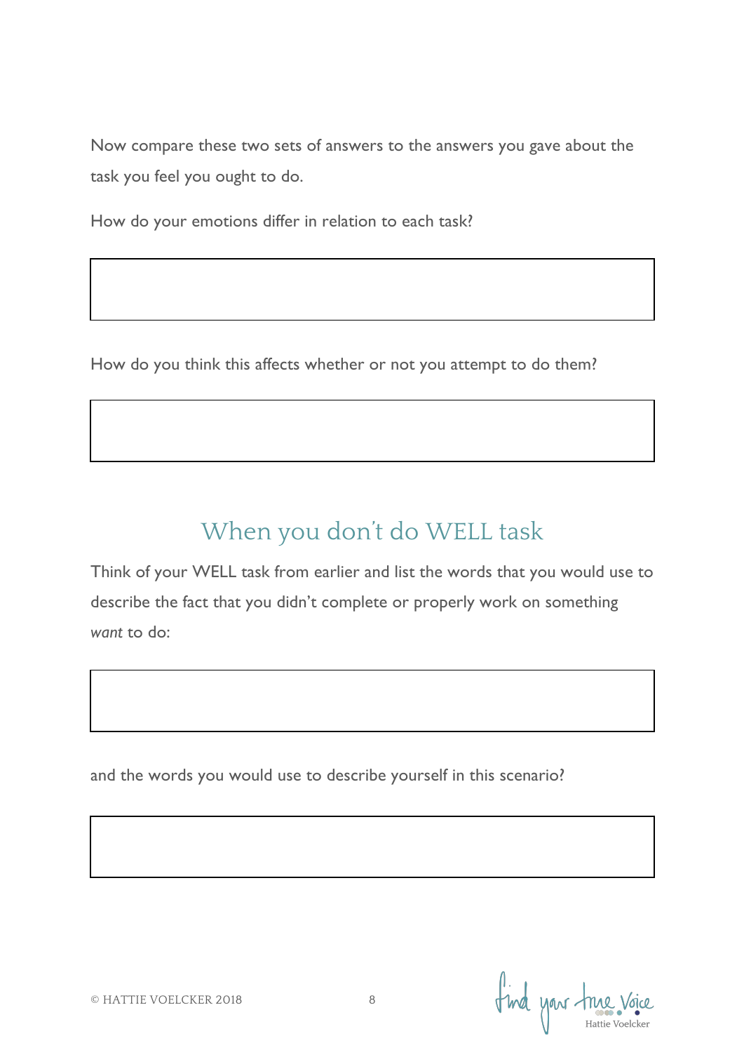Now compare these two sets of answers to the answers you gave about the task you feel you ought to do.

How do your emotions differ in relation to each task?

How do you think this affects whether or not you attempt to do them?

## When you don't do WELL task

Think of your WELL task from earlier and list the words that you would use to describe the fact that you didn't complete or properly work on something *want* to do:

and the words you would use to describe yourself in this scenario?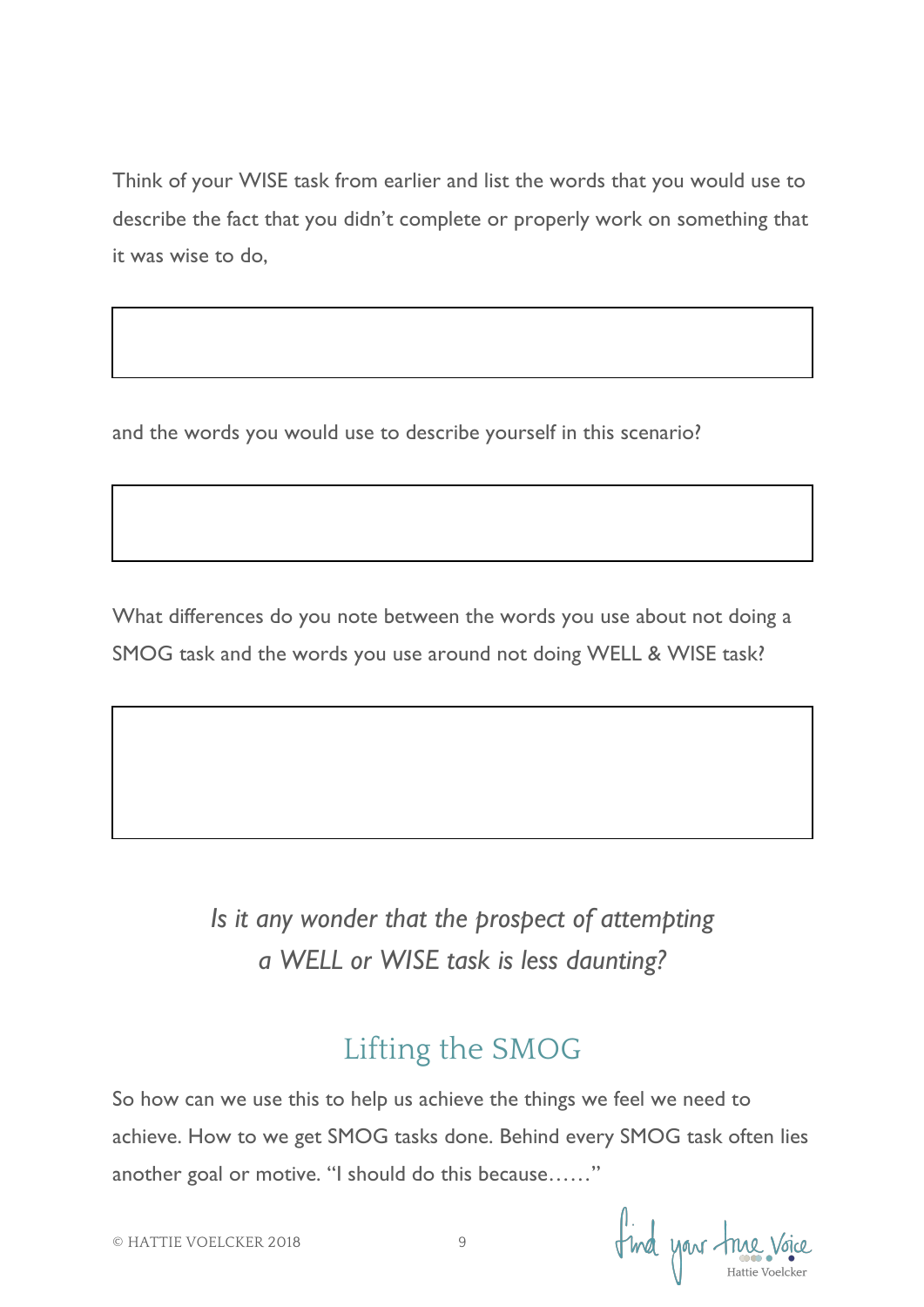Think of your WISE task from earlier and list the words that you would use to describe the fact that you didn't complete or properly work on something that it was wise to do,

and the words you would use to describe yourself in this scenario?

What differences do you note between the words you use about not doing a SMOG task and the words you use around not doing WELL & WISE task?

*Is it any wonder that the prospect of attempting a WELL or WISE task is less daunting?*

## Lifting the SMOG

So how can we use this to help us achieve the things we feel we need to achieve. How to we get SMOG tasks done. Behind every SMOG task often lies another goal or motive. "I should do this because……"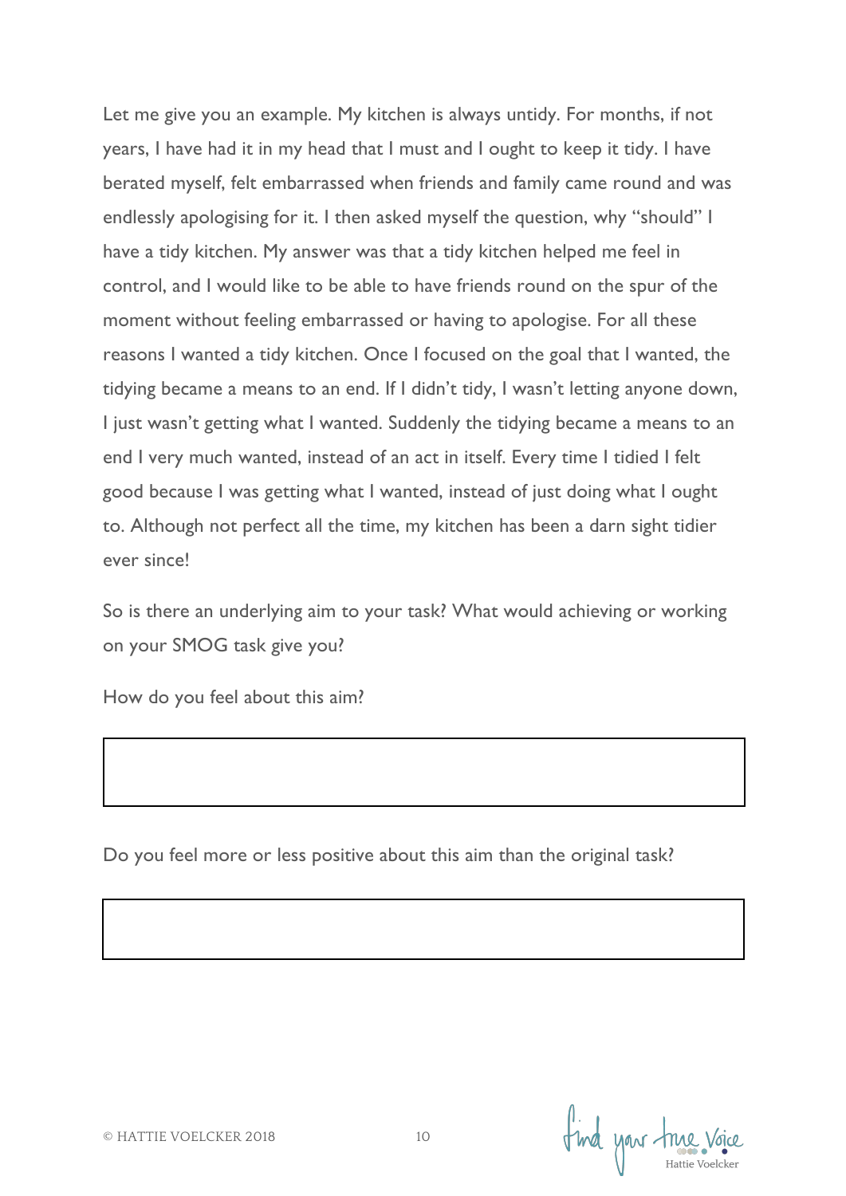Let me give you an example. My kitchen is always untidy. For months, if not years, I have had it in my head that I must and I ought to keep it tidy. I have berated myself, felt embarrassed when friends and family came round and was endlessly apologising for it. I then asked myself the question, why "should" I have a tidy kitchen. My answer was that a tidy kitchen helped me feel in control, and I would like to be able to have friends round on the spur of the moment without feeling embarrassed or having to apologise. For all these reasons I wanted a tidy kitchen. Once I focused on the goal that I wanted, the tidying became a means to an end. If I didn't tidy, I wasn't letting anyone down, I just wasn't getting what I wanted. Suddenly the tidying became a means to an end I very much wanted, instead of an act in itself. Every time I tidied I felt good because I was getting what I wanted, instead of just doing what I ought to. Although not perfect all the time, my kitchen has been a darn sight tidier ever since!

So is there an underlying aim to your task? What would achieving or working on your SMOG task give you?

How do you feel about this aim?

|   |
|---|
|   |

Do you feel more or less positive about this aim than the original task?

|   |
|---|
|   |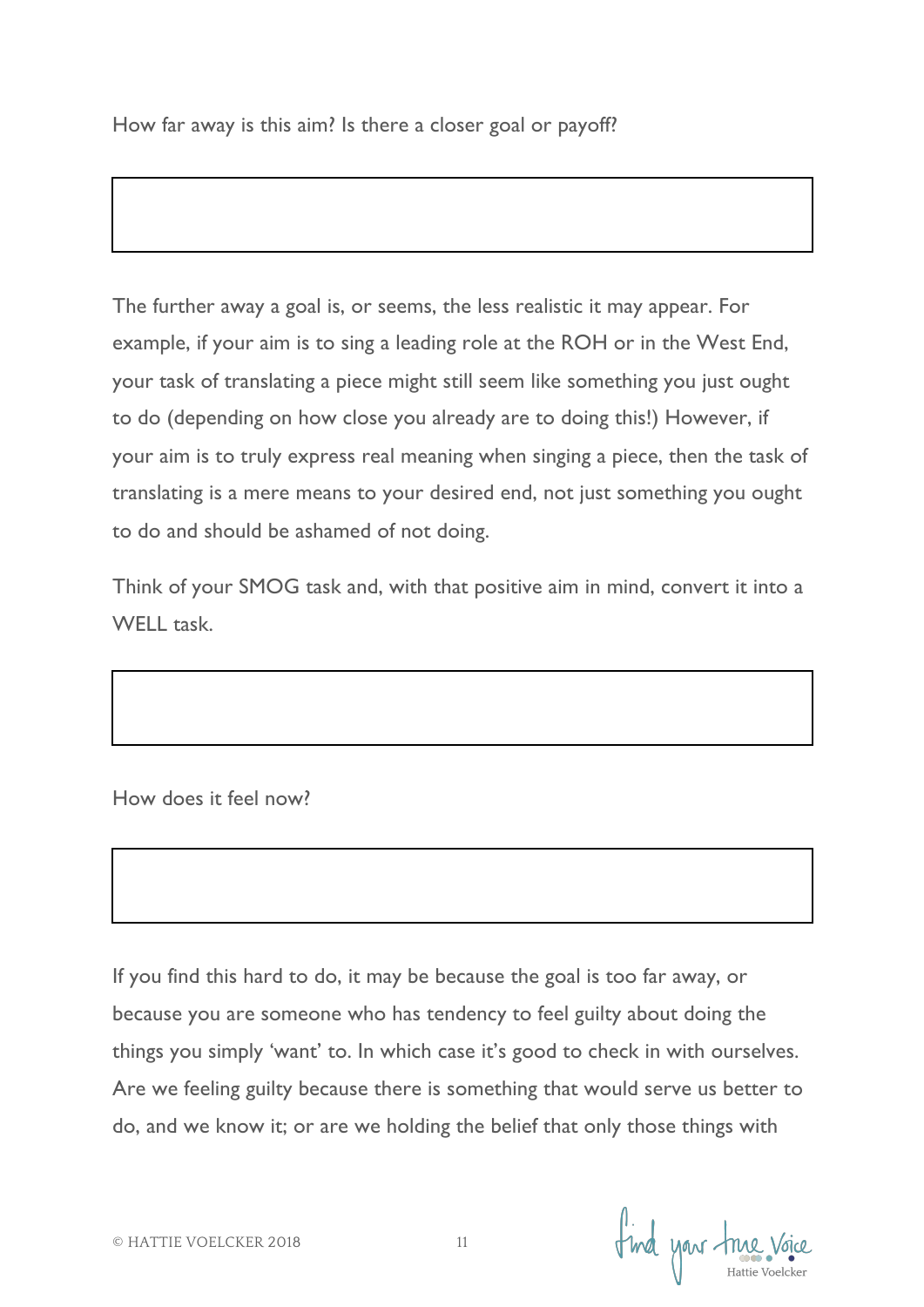How far away is this aim? Is there a closer goal or payoff?

The further away a goal is, or seems, the less realistic it may appear. For example, if your aim is to sing a leading role at the ROH or in the West End, your task of translating a piece might still seem like something you just ought to do (depending on how close you already are to doing this!) However, if your aim is to truly express real meaning when singing a piece, then the task of translating is a mere means to your desired end, not just something you ought to do and should be ashamed of not doing.

Think of your SMOG task and, with that positive aim in mind, convert it into a WELL task.

How does it feel now?

If you find this hard to do, it may be because the goal is too far away, or because you are someone who has tendency to feel guilty about doing the things you simply 'want' to. In which case it's good to check in with ourselves. Are we feeling guilty because there is something that would serve us better to do, and we know it; or are we holding the belief that only those things with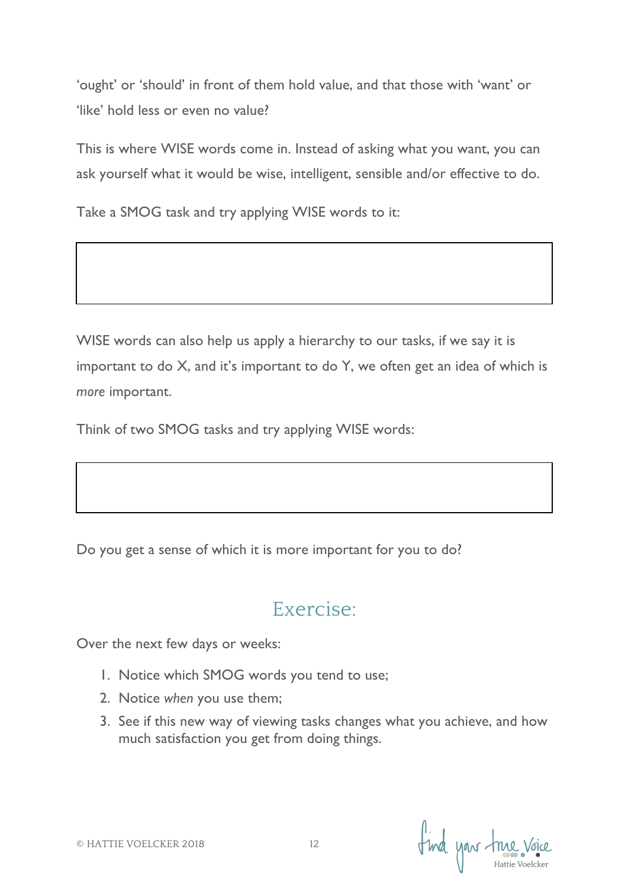'ought' or 'should' in front of them hold value, and that those with 'want' or 'like' hold less or even no value?

This is where WISE words come in. Instead of asking what you want, you can ask yourself what it would be wise, intelligent, sensible and/or effective to do.

Take a SMOG task and try applying WISE words to it:

| |
|---|
| |

WISE words can also help us apply a hierarchy to our tasks, if we say it is important to do X, and it's important to do Y, we often get an idea of which is *more* important.

Think of two SMOG tasks and try applying WISE words:

| |
|---|
| |

Do you get a sense of which it is more important for you to do?

## Exercise:

Over the next few days or weeks:

1. Notice which SMOG words you tend to use;
2. Notice *when* you use them;
3. See if this new way of viewing tasks changes what you achieve, and how much satisfaction you get from doing things.

© HATTIE VOELCKER 2018

find your true voice
Hattie Voelcker